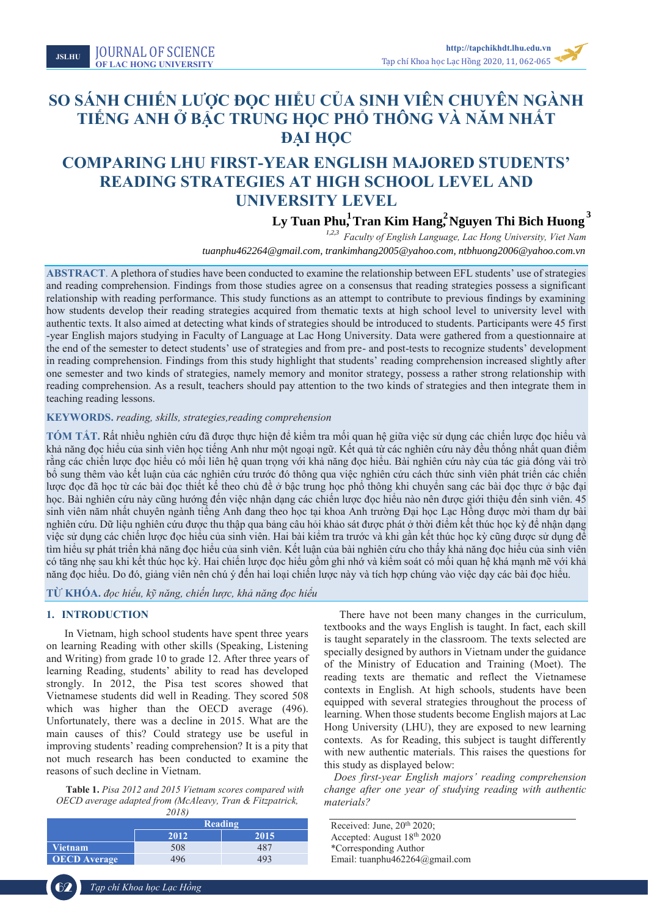# SO SÁNH CHIẾN LƯỢC ĐỌC HIỂU CỦA SINH VIÊN CHUYÊN NGÀNH TIẾNG ANH Ở BẬC TRUNG HỌC PHỔ THÔNG VÀ NĂM NHẤT ĐẠI HỌC

# COMPARING LHU FIRST-YEAR ENGLISH MAJORED STUDENTS' READING STRATEGIES AT HIGH SCHOOL LEVEL AND UNIVERSITY LEVEL

**Ly Tuan Phu[1], Tran Kim Hang[2], Nguyen Thi Bich Huong[3]**

*[1,2,3] Faculty of English Language, Lac Hong University, Viet Nam*

*tuanphu462264@gmail.com, trankimhang2005@yahoo.com, ntbhuong2006@yahoo.com.vn*

**ABSTRACT**. A plethora of studies have been conducted to examine the relationship between EFL students' use of strategies and reading comprehension. Findings from those studies agree on a consensus that reading strategies possess a significant relationship with reading performance. This study functions as an attempt to contribute to previous findings by examining how students develop their reading strategies acquired from thematic texts at high school level to university level with authentic texts. It also aimed at detecting what kinds of strategies should be introduced to students. Participants were 45 first -year English majors studying in Faculty of Language at Lac Hong University. Data were gathered from a questionnaire at the end of the semester to detect students' use of strategies and from pre- and post-tests to recognize students' development in reading comprehension. Findings from this study highlight that students' reading comprehension increased slightly after one semester and two kinds of strategies, namely memory and monitor strategy, possess a rather strong relationship with reading comprehension. As a result, teachers should pay attention to the two kinds of strategies and then integrate them in teaching reading lessons.

**KEYWORDS.** *reading, skills, strategies,reading comprehension*

**TÓM TẮT.** Rất nhiều nghiên cứu đã được thực hiện để kiểm tra mối quan hệ giữa việc sử dụng các chiến lược đọc hiểu và khả năng đọc hiểu của sinh viên học tiếng Anh như một ngoại ngữ. Kết quả từ các nghiên cứu này đều thống nhất quan điểm rằng các chiến lược đọc hiểu có mối liên hệ quan trọng với khả năng đọc hiểu. Bài nghiên cứu này của tác giả đóng vài trò bổ sung thêm vào kết luận của các nghiên cứu trước đó thông qua việc nghiên cứu cách thức sinh viên phát triển các chiến lược đọc đã học từ các bài đọc thiết kế theo chủ đề ở bậc trung học phổ thông khi chuyển sang các bài đọc thực ở bậc đại học. Bài nghiên cứu này cũng hướng đến việc nhận dạng các chiến lược đọc hiểu nào nên được giới thiệu đến sinh viên. 45 sinh viên năm nhất chuyên ngành tiếng Anh đang theo học tại khoa Anh trường Đại học Lạc Hồng được mời tham dự bài nghiên cứu. Dữ liệu nghiên cứu được thu thập qua bảng câu hỏi khảo sát được phát ở thời điểm kết thúc học kỳ để nhận dạng việc sử dụng các chiến lược đọc hiểu của sinh viên. Hai bài kiểm tra trước và khi gần kết thúc học kỳ cũng được sử dụng để tìm hiểu sự phát triển khả năng đọc hiểu của sinh viên. Kết luận của bài nghiên cứu cho thấy khả năng đọc hiểu của sinh viên có tăng nhẹ sau khi kết thúc học kỳ. Hai chiến lược đọc hiểu gồm ghi nhớ và kiểm soát có mối quan hệ khá mạnh mẽ với khả năng đọc hiểu. Do đó, giảng viên nên chú ý đến hai loại chiến lược này và tích hợp chúng vào việc dạy các bài đọc hiểu.

**TỪ KHÓA.** *đọc hiểu, kỹ năng, chiến lược, khả năng đọc hiểu*

## 1. INTRODUCTION

In Vietnam, high school students have spent three years on learning Reading with other skills (Speaking, Listening and Writing) from grade 10 to grade 12. After three years of learning Reading, students' ability to read has developed strongly. In 2012, the Pisa test scores showed that Vietnamese students did well in Reading. They scored 508 which was higher than the OECD average (496). Unfortunately, there was a decline in 2015. What are the main causes of this? Could strategy use be useful in improving students' reading comprehension? It is a pity that not much research has been conducted to examine the reasons of such decline in Vietnam.

**Table 1.** *Pisa 2012 and 2015 Vietnam scores compared with OECD average adapted from (McAleavy, Tran & Fitzpatrick, 2018)*

| | Reading | |
|---|---|---|
| | 2012 | 2015 |
| **Vietnam** | 508 | 487 |
| **OECD Average** | 496 | 493 |

There have not been many changes in the curriculum, textbooks and the ways English is taught. In fact, each skill is taught separately in the classroom. The texts selected are specially designed by authors in Vietnam under the guidance of the Ministry of Education and Training (Moet). The reading texts are thematic and reflect the Vietnamese contexts in English. At high schools, students have been equipped with several strategies throughout the process of learning. When those students become English majors at Lac Hong University (LHU), they are exposed to new learning contexts. As for Reading, this subject is taught differently with new authentic materials. This raises the questions for this study as displayed below:

*Does first-year English majors' reading comprehension change after one year of studying reading with authentic materials?*

Received: June, 20th 2020;
Accepted: August 18th 2020
*Corresponding Author
Email: tuanphu462264@gmail.com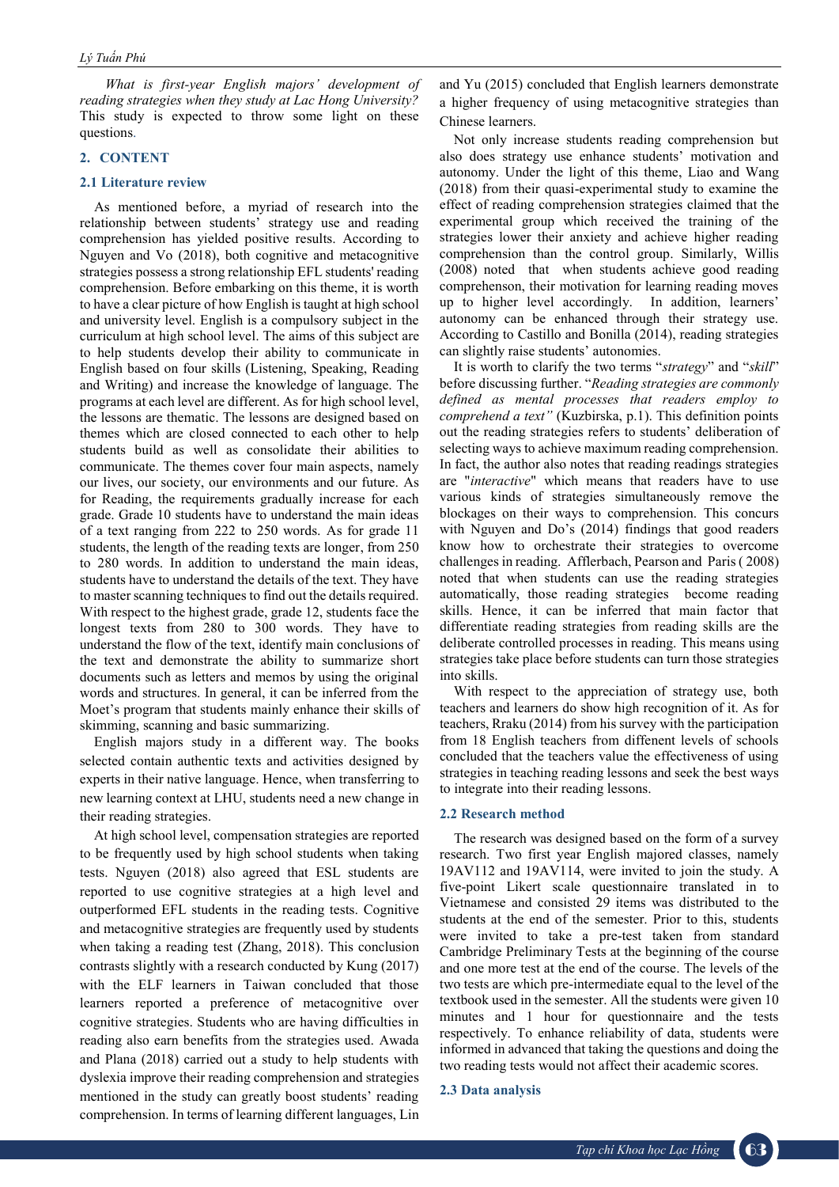*What is first-year English majors' development of reading strategies when they study at Lac Hong University?* This study is expected to throw some light on these questions.

## 2. CONTENT

### 2.1 Literature review

As mentioned before, a myriad of research into the relationship between students' strategy use and reading comprehension has yielded positive results. According to Nguyen and Vo (2018), both cognitive and metacognitive strategies possess a strong relationship EFL students' reading comprehension. Before embarking on this theme, it is worth to have a clear picture of how English is taught at high school and university level. English is a compulsory subject in the curriculum at high school level. The aims of this subject are to help students develop their ability to communicate in English based on four skills (Listening, Speaking, Reading and Writing) and increase the knowledge of language. The programs at each level are different. As for high school level, the lessons are thematic. The lessons are designed based on themes which are closed connected to each other to help students build as well as consolidate their abilities to communicate. The themes cover four main aspects, namely our lives, our society, our environments and our future. As for Reading, the requirements gradually increase for each grade. Grade 10 students have to understand the main ideas of a text ranging from 222 to 250 words. As for grade 11 students, the length of the reading texts are longer, from 250 to 280 words. In addition to understand the main ideas, students have to understand the details of the text. They have to master scanning techniques to find out the details required. With respect to the highest grade, grade 12, students face the longest texts from 280 to 300 words. They have to understand the flow of the text, identify main conclusions of the text and demonstrate the ability to summarize short documents such as letters and memos by using the original words and structures. In general, it can be inferred from the Moet's program that students mainly enhance their skills of skimming, scanning and basic summarizing.

English majors study in a different way. The books selected contain authentic texts and activities designed by experts in their native language. Hence, when transferring to new learning context at LHU, students need a new change in their reading strategies.

At high school level, compensation strategies are reported to be frequently used by high school students when taking tests. Nguyen (2018) also agreed that ESL students are reported to use cognitive strategies at a high level and outperformed EFL students in the reading tests. Cognitive and metacognitive strategies are frequently used by students when taking a reading test (Zhang, 2018). This conclusion contrasts slightly with a research conducted by Kung (2017) with the ELF learners in Taiwan concluded that those learners reported a preference of metacognitive over cognitive strategies. Students who are having difficulties in reading also earn benefits from the strategies used. Awada and Plana (2018) carried out a study to help students with dyslexia improve their reading comprehension and strategies mentioned in the study can greatly boost students' reading comprehension. In terms of learning different languages, Lin and Yu (2015) concluded that English learners demonstrate a higher frequency of using metacognitive strategies than Chinese learners.

Not only increase students reading comprehension but also does strategy use enhance students' motivation and autonomy. Under the light of this theme, Liao and Wang (2018) from their quasi-experimental study to examine the effect of reading comprehension strategies claimed that the experimental group which received the training of the strategies lower their anxiety and achieve higher reading comprehension than the control group. Similarly, Willis (2008) noted that when students achieve good reading comprehenson, their motivation for learning reading moves up to higher level accordingly. In addition, learners' autonomy can be enhanced through their strategy use. According to Castillo and Bonilla (2014), reading strategies can slightly raise students' autonomies.

It is worth to clarify the two terms "*strategy*" and "*skill*" before discussing further. "*Reading strategies are commonly defined as mental processes that readers employ to comprehend a text"* (Kuzbirska, p.1). This definition points out the reading strategies refers to students' deliberation of selecting ways to achieve maximum reading comprehension. In fact, the author also notes that reading readings strategies are "*interactive*" which means that readers have to use various kinds of strategies simultaneously remove the blockages on their ways to comprehension. This concurs with Nguyen and Do's (2014) findings that good readers know how to orchestrate their strategies to overcome challenges in reading. Afflerbach, Pearson and Paris ( 2008) noted that when students can use the reading strategies automatically, those reading strategies become reading skills. Hence, it can be inferred that main factor that differentiate reading strategies from reading skills are the deliberate controlled processes in reading. This means using strategies take place before students can turn those strategies into skills.

With respect to the appreciation of strategy use, both teachers and learners do show high recognition of it. As for teachers, Rraku (2014) from his survey with the participation from 18 English teachers from diffenent levels of schools concluded that the teachers value the effectiveness of using strategies in teaching reading lessons and seek the best ways to integrate into their reading lessons.

### 2.2 Research method

The research was designed based on the form of a survey research. Two first year English majored classes, namely 19AV112 and 19AV114, were invited to join the study. A five-point Likert scale questionnaire translated in to Vietnamese and consisted 29 items was distributed to the students at the end of the semester. Prior to this, students were invited to take a pre-test taken from standard Cambridge Preliminary Tests at the beginning of the course and one more test at the end of the course. The levels of the two tests are which pre-intermediate equal to the level of the textbook used in the semester. All the students were given 10 minutes and 1 hour for questionnaire and the tests respectively. To enhance reliability of data, students were informed in advanced that taking the questions and doing the two reading tests would not affect their academic scores.

### 2.3 Data analysis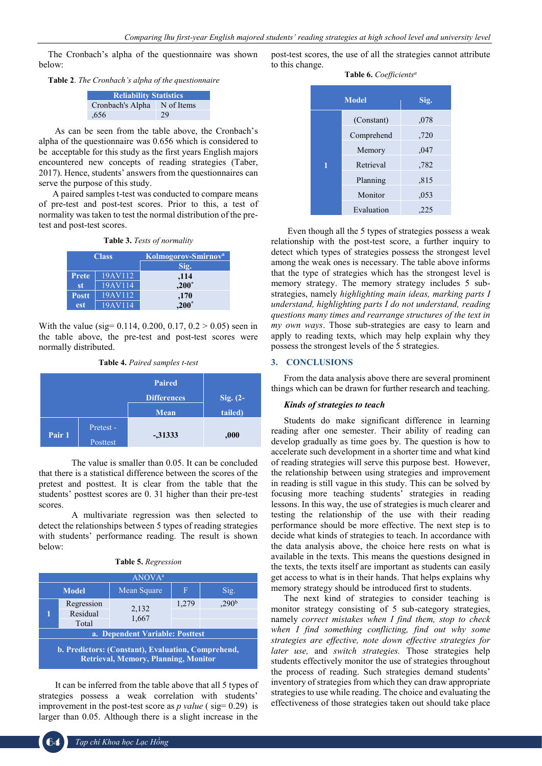The Cronbach's alpha of the questionnaire was shown below:

**Table 2**. *The Cronbach's alpha of the questionnaire*

| Reliability Statistics | |
|---|---|
| Cronbach's Alpha | N of Items |
| ,656 | 29 |

As can be seen from the table above, the Cronbach's alpha of the questionnaire was 0.656 which is considered to be acceptable for this study as the first years English majors encountered new concepts of reading strategies (Taber, 2017). Hence, students' answers from the questionnaires can serve the purpose of this study.

A paired samples t-test was conducted to compare means of pre-test and post-test scores. Prior to this, a test of normality was taken to test the normal distribution of the pre-test and post-test scores.

**Table 3.** *Tests of normality*

| Class | | Kolmogorov-Smirnov[a] |
|---|---|---|
| | | Sig. |
| Pretest | 19AV112 | **,114** |
| | 19AV114 | **,200*** |
| Posttest | 19AV112 | **,170** |
| | 19AV114 | **,200*** |

With the value (sig= 0.114, 0.200, 0.17, 0.2 > 0.05) seen in the table above, the pre-test and post-test scores were normally distributed.

**Table 4.** *Paired samples t-test*

| | | Paired Differences | Sig. (2-tailed) |
|---|---|---|---|
| | | Mean | |
| Pair 1 | Pretest - Posttest | **-,31333** | **,000** |

The value is smaller than 0.05. It can be concluded that there is a statistical difference between the scores of the pretest and posttest. It is clear from the table that the students' posttest scores are 0. 31 higher than their pre-test scores.

A multivariate regression was then selected to detect the relationships between 5 types of reading strategies with students' performance reading. The result is shown below:

**Table 5.** *Regression*

| ANOVA[a] | | | | |
|---|---|---|---|---|
| Model | | Mean Square | F | Sig. |
| 1 | Regression | 2,132 | 1,279 | ,290[b] |
| | Residual | 1,667 | | |
| | Total | | | |
| **a. Dependent Variable: Posttest** | | | | |
| **b. Predictors: (Constant), Evaluation, Comprehend, Retrieval, Memory, Planning, Monitor** | | | | |

It can be inferred from the table above that all 5 types of strategies possess a weak correlation with students' improvement in the post-test score as *p value* ( sig= 0.29) is larger than 0.05. Although there is a slight increase in the post-test scores, the use of all the strategies cannot attribute to this change.

**Table 6.** *Coefficients[a]*

| Model | | Sig. |
|---|---|---|
| 1 | (Constant) | ,078 |
| | Comprehend | ,720 |
| | Memory | ,047 |
| | Retrieval | ,782 |
| | Planning | ,815 |
| | Monitor | ,053 |
| | Evaluation | ,225 |

Even though all the 5 types of strategies possess a weak relationship with the post-test score, a further inquiry to detect which types of strategies possess the strongest level among the weak ones is necessary. The table above informs that the type of strategies which has the strongest level is memory strategy. The memory strategy includes 5 sub-strategies, namely *highlighting main ideas, marking parts I understand, highlighting parts I do not understand, reading questions many times and rearrange structures of the text in my own ways*. Those sub-strategies are easy to learn and apply to reading texts, which may help explain why they possess the strongest levels of the 5 strategies.

## 3. CONCLUSIONS

From the data analysis above there are several prominent things which can be drawn for further research and teaching.

***Kinds of strategies to teach***

Students do make significant difference in learning reading after one semester. Their ability of reading can develop gradually as time goes by. The question is how to accelerate such development in a shorter time and what kind of reading strategies will serve this purpose best. However, the relationship between using strategies and improvement in reading is still vague in this study. This can be solved by focusing more teaching students' strategies in reading lessons. In this way, the use of strategies is much clearer and testing the relationship of the use with their reading performance should be more effective. The next step is to decide what kinds of strategies to teach. In accordance with the data analysis above, the choice here rests on what is available in the texts. This means the questions designed in the texts, the texts itself are important as students can easily get access to what is in their hands. That helps explains why memory strategy should be introduced first to students.

The next kind of strategies to consider teaching is monitor strategy consisting of 5 sub-category strategies, namely *correct mistakes when I find them, stop to check when I find something conflicting, find out why some strategies are effective, note down effective strategies for later use,* and *switch strategies.* Those strategies help students effectively monitor the use of strategies throughout the process of reading. Such strategies demand students' inventory of strategies from which they can draw appropriate strategies to use while reading. The choice and evaluating the effectiveness of those strategies taken out should take place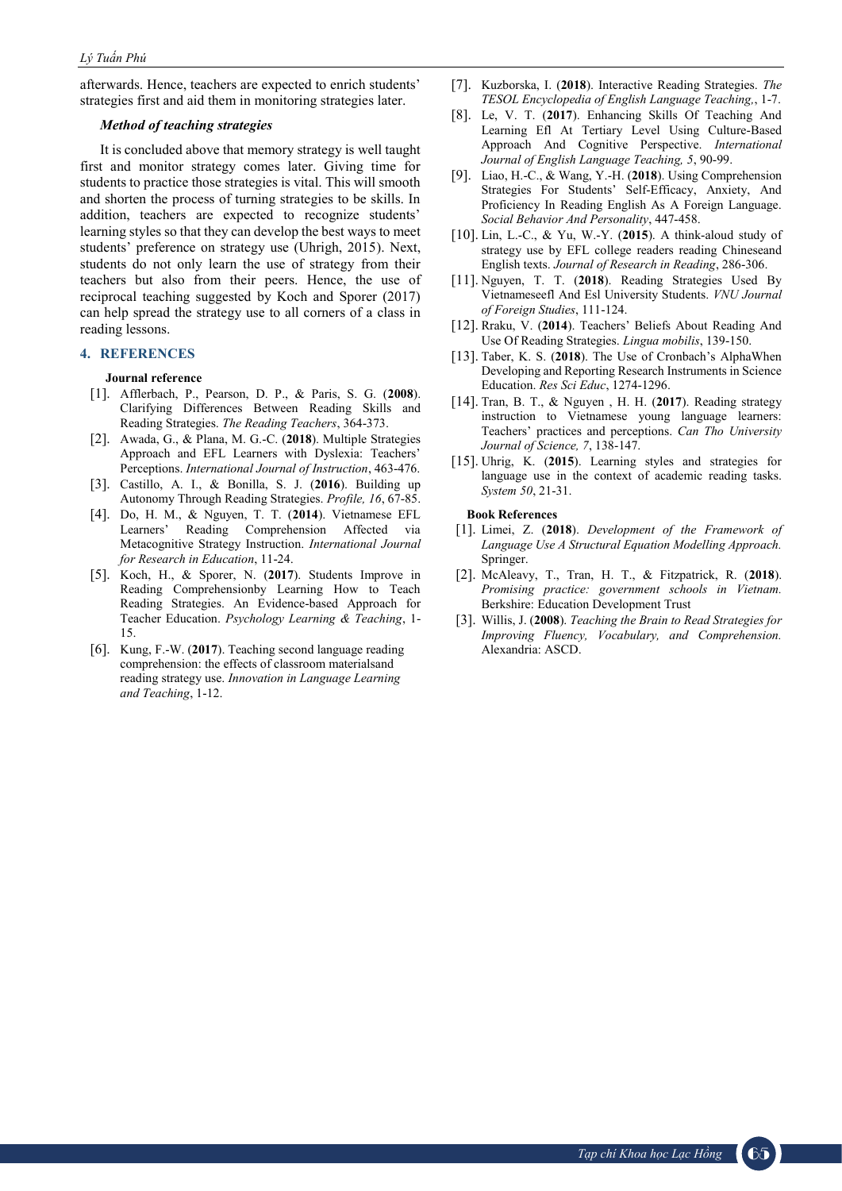afterwards. Hence, teachers are expected to enrich students' strategies first and aid them in monitoring strategies later.

***Method of teaching strategies***

It is concluded above that memory strategy is well taught first and monitor strategy comes later. Giving time for students to practice those strategies is vital. This will smooth and shorten the process of turning strategies to be skills. In addition, teachers are expected to recognize students' learning styles so that they can develop the best ways to meet students' preference on strategy use (Uhrigh, 2015). Next, students do not only learn the use of strategy from their teachers but also from their peers. Hence, the use of reciprocal teaching suggested by Koch and Sporer (2017) can help spread the strategy use to all corners of a class in reading lessons.

## 4. REFERENCES

**Journal reference**

[1]. Afflerbach, P., Pearson, D. P., & Paris, S. G. (**2008**). Clarifying Differences Between Reading Skills and Reading Strategies. *The Reading Teachers*, 364-373.

[2]. Awada, G., & Plana, M. G.-C. (**2018**). Multiple Strategies Approach and EFL Learners with Dyslexia: Teachers' Perceptions. *International Journal of Instruction*, 463-476.

[3]. Castillo, A. I., & Bonilla, S. J. (**2016**). Building up Autonomy Through Reading Strategies. *Profile, 16*, 67-85.

[4]. Do, H. M., & Nguyen, T. T. (**2014**). Vietnamese EFL Learners' Reading Comprehension Affected via Metacognitive Strategy Instruction. *International Journal for Research in Education*, 11-24.

[5]. Koch, H., & Sporer, N. (**2017**). Students Improve in Reading Comprehensionby Learning How to Teach Reading Strategies. An Evidence-based Approach for Teacher Education. *Psychology Learning & Teaching*, 1-15.

[6]. Kung, F.-W. (**2017**). Teaching second language reading comprehension: the effects of classroom materialsand reading strategy use. *Innovation in Language Learning and Teaching*, 1-12.

[7]. Kuzborska, I. (**2018**). Interactive Reading Strategies. *The TESOL Encyclopedia of English Language Teaching,*, 1-7.

[8]. Le, V. T. (**2017**). Enhancing Skills Of Teaching And Learning Efl At Tertiary Level Using Culture-Based Approach And Cognitive Perspective. *International Journal of English Language Teaching, 5*, 90-99.

[9]. Liao, H.-C., & Wang, Y.-H. (**2018**). Using Comprehension Strategies For Students' Self-Efficacy, Anxiety, And Proficiency In Reading English As A Foreign Language. *Social Behavior And Personality*, 447-458.

[10]. Lin, L.-C., & Yu, W.-Y. (**2015**). A think-aloud study of strategy use by EFL college readers reading Chineseand English texts. *Journal of Research in Reading*, 286-306.

[11]. Nguyen, T. T. (**2018**). Reading Strategies Used By Vietnameseefl And Esl University Students. *VNU Journal of Foreign Studies*, 111-124.

[12]. Rraku, V. (**2014**). Teachers' Beliefs About Reading And Use Of Reading Strategies. *Lingua mobilis*, 139-150.

[13]. Taber, K. S. (**2018**). The Use of Cronbach's AlphaWhen Developing and Reporting Research Instruments in Science Education. *Res Sci Educ*, 1274-1296.

[14]. Tran, B. T., & Nguyen , H. H. (**2017**). Reading strategy instruction to Vietnamese young language learners: Teachers' practices and perceptions. *Can Tho University Journal of Science, 7*, 138-147.

[15]. Uhrig, K. (**2015**). Learning styles and strategies for language use in the context of academic reading tasks. *System 50*, 21-31.

**Book References**

[1]. Limei, Z. (**2018**). *Development of the Framework of Language Use A Structural Equation Modelling Approach.* Springer.

[2]. McAleavy, T., Tran, H. T., & Fitzpatrick, R. (**2018**). *Promising practice: government schools in Vietnam.* Berkshire: Education Development Trust

[3]. Willis, J. (**2008**). *Teaching the Brain to Read Strategies for Improving Fluency, Vocabulary, and Comprehension.* Alexandria: ASCD.